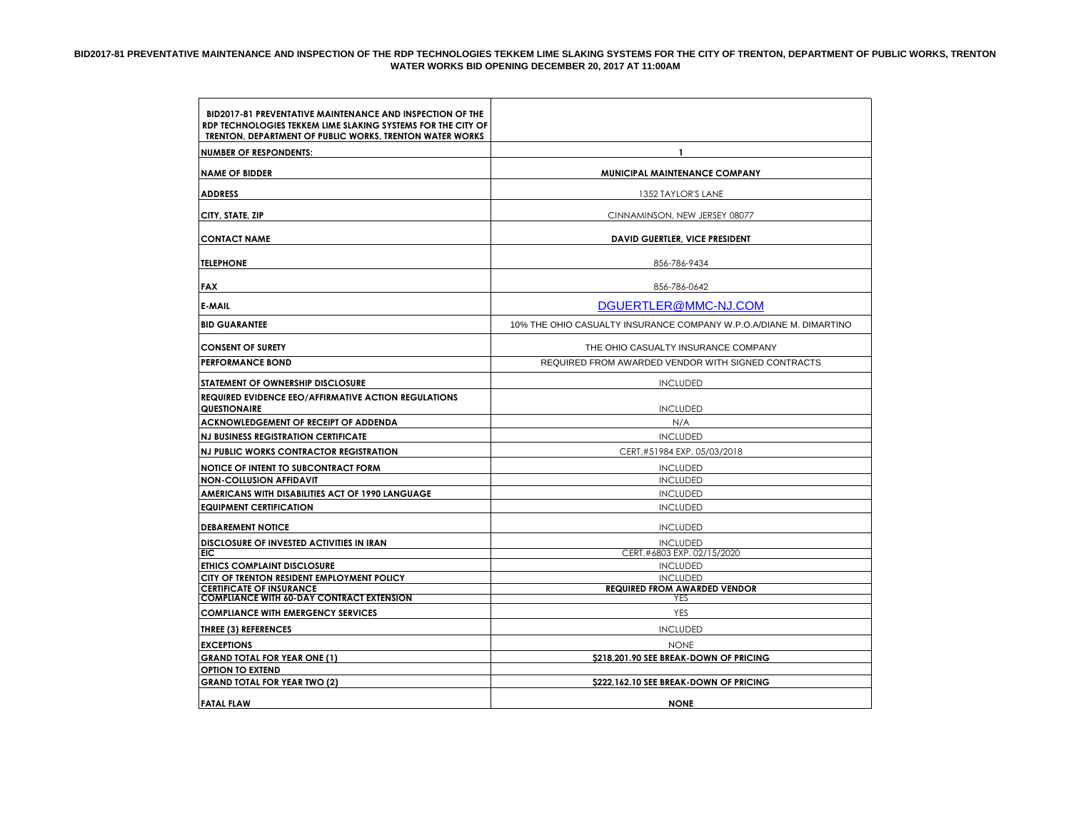# BID2017-81 PREVENTATIVE MAINTENANCE AND INSPECTION OF THE RDP TECHNOLOGIES TEKKEM LIME SLAKING SYSTEMS FOR THE CITY OF TRENTON, DEPARTMENT OF PUBLIC WORKS, TRENTON WATER WORKS BID OPENING DECEMBER 20, 2017 AT 11:00AM

| BID2017-81 PREVENTATIVE MAINTENANCE AND INSPECTION OF THE RDP TECHNOLOGIES TEKKEM LIME SLAKING SYSTEMS FOR THE CITY OF TRENTON, DEPARTMENT OF PUBLIC WORKS, TRENTON WATER WORKS | |
|---|---|
| **NUMBER OF RESPONDENTS:** | **1** |
| **NAME OF BIDDER** | **MUNICIPAL MAINTENANCE COMPANY** |
| **ADDRESS** | 1352 TAYLOR'S LANE |
| **CITY, STATE, ZIP** | CINNAMINSON, NEW JERSEY 08077 |
| **CONTACT NAME** | **DAVID GUERTLER, VICE PRESIDENT** |
| **TELEPHONE** | 856-786-9434 |
| **FAX** | 856-786-0642 |
| **E-MAIL** | DGUERTLER@MMC-NJ.COM |
| **BID GUARANTEE** | 10% THE OHIO CASUALTY INSURANCE COMPANY W.P.O.A/DIANE M. DIMARTINO |
| **CONSENT OF SURETY** | THE OHIO CASUALTY INSURANCE COMPANY |
| **PERFORMANCE BOND** | REQUIRED FROM AWARDED VENDOR WITH SIGNED CONTRACTS |
| **STATEMENT OF OWNERSHIP DISCLOSURE** | INCLUDED |
| **REQUIRED EVIDENCE EEO/AFFIRMATIVE ACTION REGULATIONS QUESTIONAIRE** | INCLUDED |
| **ACKNOWLEDGEMENT OF RECEIPT OF ADDENDA** | N/A |
| **NJ BUSINESS REGISTRATION CERTIFICATE** | INCLUDED |
| **NJ PUBLIC WORKS CONTRACTOR REGISTRATION** | CERT.#51984 EXP. 05/03/2018 |
| **NOTICE OF INTENT TO SUBCONTRACT FORM** | INCLUDED |
| **NON-COLLUSION AFFIDAVIT** | INCLUDED |
| **AMERICANS WITH DISABILITIES ACT OF 1990 LANGUAGE** | INCLUDED |
| **EQUIPMENT CERTIFICATION** | INCLUDED |
| **DEBAREMENT NOTICE** | INCLUDED |
| **DISCLOSURE OF INVESTED ACTIVITIES IN IRAN** | INCLUDED |
| **EIC** | CERT.#6803 EXP. 02/15/2020 |
| **ETHICS COMPLAINT DISCLOSURE** | INCLUDED |
| **CITY OF TRENTON RESIDENT EMPLOYMENT POLICY** | INCLUDED |
| **CERTIFICATE OF INSURANCE** | **REQUIRED FROM AWARDED VENDOR** |
| **COMPLIANCE WITH 60-DAY CONTRACT EXTENSION** | YES |
| **COMPLIANCE WITH EMERGENCY SERVICES** | YES |
| **THREE (3) REFERENCES** | INCLUDED |
| **EXCEPTIONS** | NONE |
| **GRAND TOTAL FOR YEAR ONE (1)** | **$218,201.90 SEE BREAK-DOWN OF PRICING** |
| **OPTION TO EXTEND** | |
| **GRAND TOTAL FOR YEAR TWO (2)** | **$222,162.10 SEE BREAK-DOWN OF PRICING** |
| **FATAL FLAW** | **NONE** |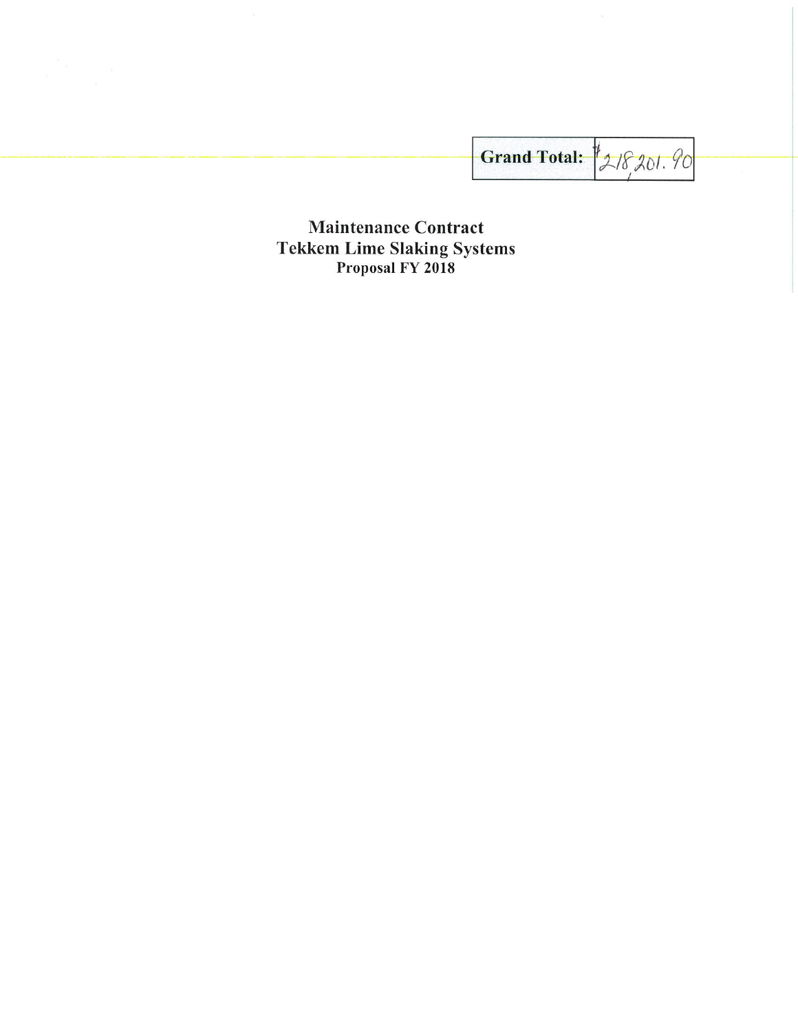| | |
|---|---|
| **Grand Total:** | $218,201.90 |

**Maintenance Contract**
**Tekkem Lime Slaking Systems**
**Proposal FY 2018**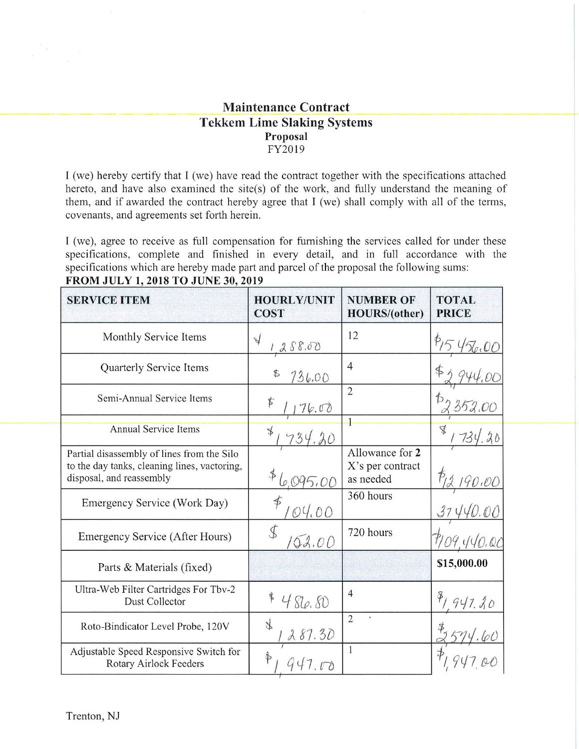# Maintenance Contract
## Tekkem Lime Slaking Systems
### Proposal
FY2019

I (we) hereby certify that I (we) have read the contract together with the specifications attached hereto, and have also examined the site(s) of the work, and fully understand the meaning of them, and if awarded the contract hereby agree that I (we) shall comply with all of the terms, covenants, and agreements set forth herein.

I (we), agree to receive as full compensation for furnishing the services called for under these specifications, complete and finished in every detail, and in full accordance with the specifications which are hereby made part and parcel of the proposal the following sums:

**FROM JULY 1, 2018 TO JUNE 30, 2019**

| SERVICE ITEM | HOURLY/UNIT COST | NUMBER OF HOURS/(other) | TOTAL PRICE |
|---|---|---|---|
| Monthly Service Items | $1,288.00 | 12 | $15,456.00 |
| Quarterly Service Items | $736.00 | 4 | $2,944.00 |
| Semi-Annual Service Items | $1,176.00 | 2 | $2,352.00 |
| Annual Service Items | $1,734.20 | 1 | $1,734.20 |
| Partial disassembly of lines from the Silo to the day tanks, cleaning lines, vactoring, disposal, and reassembly | $6,095.00 | Allowance for **2** X's per contract as needed | $12,190.00 |
| Emergency Service (Work Day) | $104.00 | 360 hours | 37,440.00 |
| Emergency Service (After Hours) | $152.00 | 720 hours | $109,440.00 |
| Parts & Materials (fixed) | | | **$15,000.00** |
| Ultra-Web Filter Cartridges For Tbv-2 Dust Collector | $486.80 | 4 | $1,947.20 |
| Roto-Bindicator Level Probe, 120V | $1,287.30 | 2 | $2,574.60 |
| Adjustable Speed Responsive Switch for Rotary Airlock Feeders | $1,947.00 | 1 | $1,947.00 |

Trenton, NJ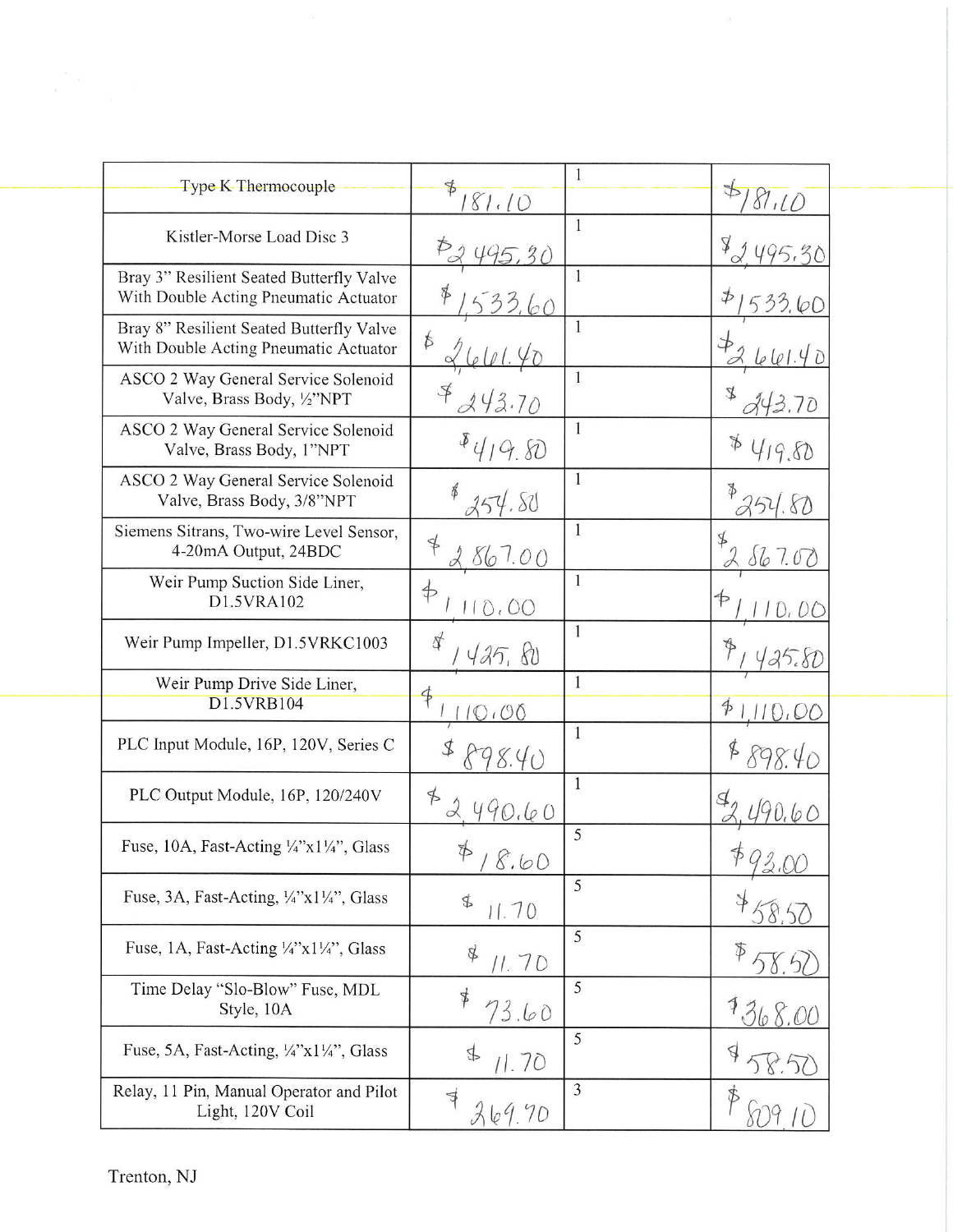| | | | |
|---|---|---|---|
| Type K Thermocouple | $181.10 | 1 | $181.10 |
| Kistler-Morse Load Disc 3 | $2495.30 | 1 | $2495.30 |
| Bray 3" Resilient Seated Butterfly Valve With Double Acting Pneumatic Actuator | $1533.60 | 1 | $1533.60 |
| Bray 8" Resilient Seated Butterfly Valve With Double Acting Pneumatic Actuator | $2661.40 | 1 | $2661.40 |
| ASCO 2 Way General Service Solenoid Valve, Brass Body, ½"NPT | $243.70 | 1 | $243.70 |
| ASCO 2 Way General Service Solenoid Valve, Brass Body, 1"NPT | $419.80 | 1 | $419.80 |
| ASCO 2 Way General Service Solenoid Valve, Brass Body, 3/8"NPT | $254.80 | 1 | $254.80 |
| Siemens Sitrans, Two-wire Level Sensor, 4-20mA Output, 24BDC | $2867.00 | 1 | $2867.00 |
| Weir Pump Suction Side Liner, D1.5VRA102 | $1110.00 | 1 | $1110.00 |
| Weir Pump Impeller, D1.5VRKC1003 | $1425.80 | 1 | $1425.80 |
| Weir Pump Drive Side Liner, D1.5VRB104 | $1110.00 | 1 | $1110.00 |
| PLC Input Module, 16P, 120V, Series C | $898.40 | 1 | $898.40 |
| PLC Output Module, 16P, 120/240V | $2490.60 | 1 | $2490.60 |
| Fuse, 10A, Fast-Acting ¼"x1¼", Glass | $18.60 | 5 | $93.00 |
| Fuse, 3A, Fast-Acting, ¼"x1¼", Glass | $11.70 | 5 | $58.50 |
| Fuse, 1A, Fast-Acting ¼"x1¼", Glass | $11.70 | 5 | $58.50 |
| Time Delay "Slo-Blow" Fuse, MDL Style, 10A | $73.60 | 5 | $368.00 |
| Fuse, 5A, Fast-Acting, ¼"x1¼", Glass | $11.70 | 5 | $58.50 |
| Relay, 11 Pin, Manual Operator and Pilot Light, 120V Coil | $269.70 | 3 | $809.10 |

Trenton, NJ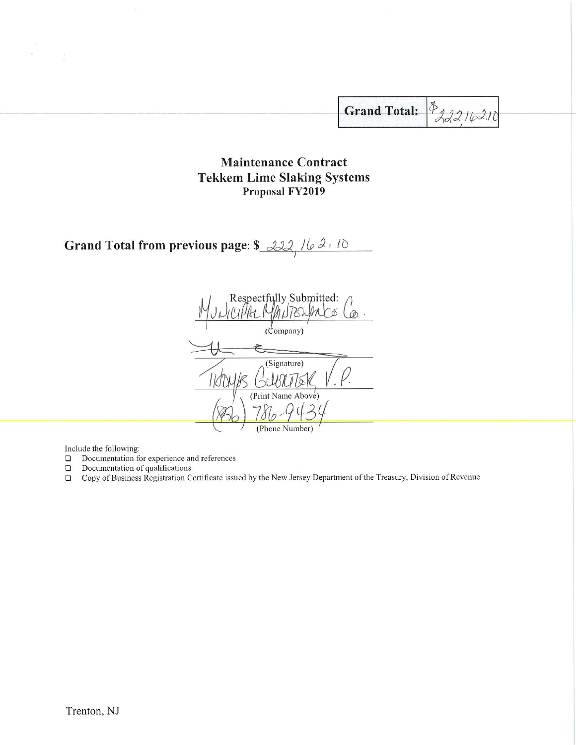| Grand Total: | $222,162.10 |
|---|---|

## Maintenance Contract
## Tekkem Lime Slaking Systems
### Proposal FY2019

**Grand Total from previous page**: **$** 222,162.10

Respectfully Submitted:
Municipal Maintenance Co.
(Company)

(Signature)

Thomas Gubriter V.P.
(Print Name Above)

(856) 786-9434
(Phone Number)

Include the following:

- ❑ Documentation for experience and references
- ❑ Documentation of qualifications
- ❑ Copy of Business Registration Certificate issued by the New Jersey Department of the Treasury, Division of Revenue

Trenton, NJ